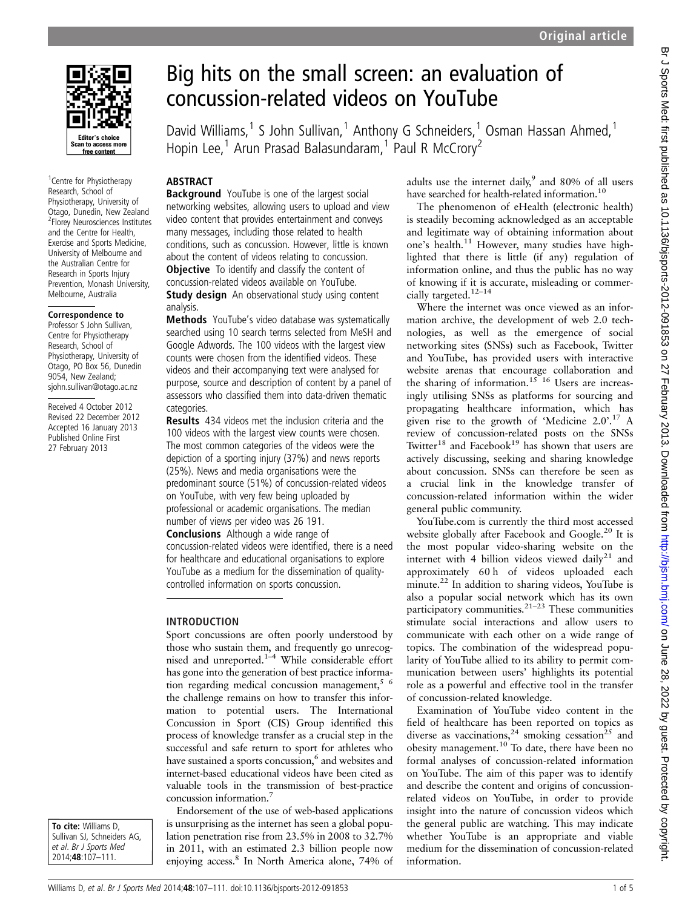# Big hits on the small screen: an evaluation of concussion-related videos on YouTube

David Williams,[1] S John Sullivan,[1] Anthony G Schneiders,[1] Osman Hassan Ahmed,[1] Hopin Lee,[1] Arun Prasad Balasundaram,[1] Paul R McCrory[2]

[1]Centre for Physiotherapy Research, School of Physiotherapy, University of Otago, Dunedin, New Zealand
[2]Florey Neurosciences Institutes and the Centre for Health, Exercise and Sports Medicine, University of Melbourne and the Australian Centre for Research in Sports Injury Prevention, Monash University, Melbourne, Australia

**Correspondence to**
Professor S John Sullivan, Centre for Physiotherapy Research, School of Physiotherapy, University of Otago, PO Box 56, Dunedin 9054, New Zealand; sjohn.sullivan@otago.ac.nz

Received 4 October 2012
Revised 22 December 2012
Accepted 16 January 2013
Published Online First 27 February 2013

**To cite:** Williams D, Sullivan SJ, Schneiders AG, et al. Br J Sports Med 2014;**48**:107–111.

## ABSTRACT

**Background** YouTube is one of the largest social networking websites, allowing users to upload and view video content that provides entertainment and conveys many messages, including those related to health conditions, such as concussion. However, little is known about the content of videos relating to concussion.

**Objective** To identify and classify the content of concussion-related videos available on YouTube.

**Study design** An observational study using content analysis.

**Methods** YouTube's video database was systematically searched using 10 search terms selected from MeSH and Google Adwords. The 100 videos with the largest view counts were chosen from the identified videos. These videos and their accompanying text were analysed for purpose, source and description of content by a panel of assessors who classified them into data-driven thematic categories.

**Results** 434 videos met the inclusion criteria and the 100 videos with the largest view counts were chosen. The most common categories of the videos were the depiction of a sporting injury (37%) and news reports (25%). News and media organisations were the predominant source (51%) of concussion-related videos on YouTube, with very few being uploaded by professional or academic organisations. The median number of views per video was 26 191.

**Conclusions** Although a wide range of concussion-related videos were identified, there is a need for healthcare and educational organisations to explore YouTube as a medium for the dissemination of quality-controlled information on sports concussion.

## INTRODUCTION

Sport concussions are often poorly understood by those who sustain them, and frequently go unrecognised and unreported.[1–4] While considerable effort has gone into the generation of best practice information regarding medical concussion management,[5,6] the challenge remains on how to transfer this information to potential users. The International Concussion in Sport (CIS) Group identified this process of knowledge transfer as a crucial step in the successful and safe return to sport for athletes who have sustained a sports concussion,[6] and websites and internet-based educational videos have been cited as valuable tools in the transmission of best-practice concussion information.[7]

Endorsement of the use of web-based applications is unsurprising as the internet has seen a global population penetration rise from 23.5% in 2008 to 32.7% in 2011, with an estimated 2.3 billion people now enjoying access.[8] In North America alone, 74% of adults use the internet daily,[9] and 80% of all users have searched for health-related information.[10]

The phenomenon of eHealth (electronic health) is steadily becoming acknowledged as an acceptable and legitimate way of obtaining information about one's health.[11] However, many studies have highlighted that there is little (if any) regulation of information online, and thus the public has no way of knowing if it is accurate, misleading or commercially targeted.[12–14]

Where the internet was once viewed as an information archive, the development of web 2.0 technologies, as well as the emergence of social networking sites (SNSs) such as Facebook, Twitter and YouTube, has provided users with interactive website arenas that encourage collaboration and the sharing of information.[15,16] Users are increasingly utilising SNSs as platforms for sourcing and propagating healthcare information, which has given rise to the growth of 'Medicine 2.0'.[17] A review of concussion-related posts on the SNSs Twitter[18] and Facebook[19] has shown that users are actively discussing, seeking and sharing knowledge about concussion. SNSs can therefore be seen as a crucial link in the knowledge transfer of concussion-related information within the wider general public community.

YouTube.com is currently the third most accessed website globally after Facebook and Google.[20] It is the most popular video-sharing website on the internet with 4 billion videos viewed daily[21] and approximately 60 h of videos uploaded each minute.[22] In addition to sharing videos, YouTube is also a popular social network which has its own participatory communities.[21–23] These communities stimulate social interactions and allow users to communicate with each other on a wide range of topics. The combination of the widespread popularity of YouTube allied to its ability to permit communication between users' highlights its potential role as a powerful and effective tool in the transfer of concussion-related knowledge.

Examination of YouTube video content in the field of healthcare has been reported on topics as diverse as vaccinations,[24] smoking cessation[25] and obesity management.[10] To date, there have been no formal analyses of concussion-related information on YouTube. The aim of this paper was to identify and describe the content and origins of concussion-related videos on YouTube, in order to provide insight into the nature of concussion videos which the general public are watching. This may indicate whether YouTube is an appropriate and viable medium for the dissemination of concussion-related information.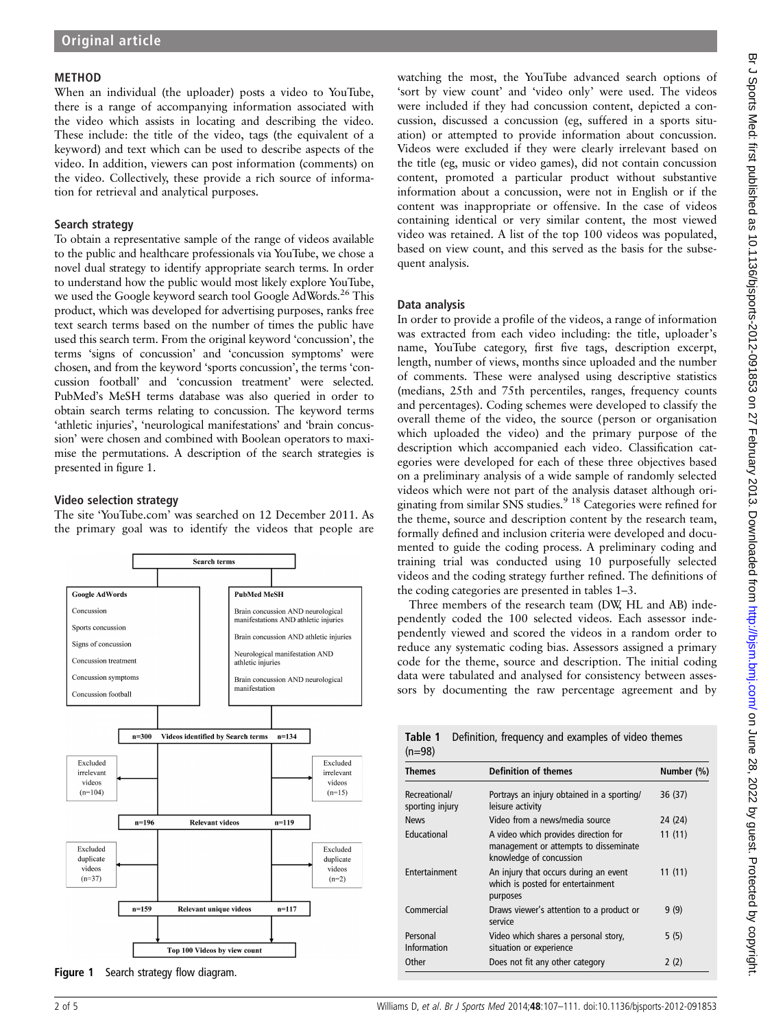## METHOD

When an individual (the uploader) posts a video to YouTube, there is a range of accompanying information associated with the video which assists in locating and describing the video. These include: the title of the video, tags (the equivalent of a keyword) and text which can be used to describe aspects of the video. In addition, viewers can post information (comments) on the video. Collectively, these provide a rich source of information for retrieval and analytical purposes.

### Search strategy

To obtain a representative sample of the range of videos available to the public and healthcare professionals via YouTube, we chose a novel dual strategy to identify appropriate search terms. In order to understand how the public would most likely explore YouTube, we used the Google keyword search tool Google AdWords.[26] This product, which was developed for advertising purposes, ranks free text search terms based on the number of times the public have used this search term. From the original keyword 'concussion', the terms 'signs of concussion' and 'concussion symptoms' were chosen, and from the keyword 'sports concussion', the terms 'concussion football' and 'concussion treatment' were selected. PubMed's MeSH terms database was also queried in order to obtain search terms relating to concussion. The keyword terms 'athletic injuries', 'neurological manifestations' and 'brain concussion' were chosen and combined with Boolean operators to maximise the permutations. A description of the search strategies is presented in figure 1.

### Video selection strategy

The site 'YouTube.com' was searched on 12 December 2011. As the primary goal was to identify the videos that people are watching the most, the YouTube advanced search options of 'sort by view count' and 'video only' were used. The videos were included if they had concussion content, depicted a concussion, discussed a concussion (eg, suffered in a sports situation) or attempted to provide information about concussion. Videos were excluded if they were clearly irrelevant based on the title (eg, music or video games), did not contain concussion content, promoted a particular product without substantive information about a concussion, were not in English or if the content was inappropriate or offensive. In the case of videos containing identical or very similar content, the most viewed video was retained. A list of the top 100 videos was populated, based on view count, and this served as the basis for the subsequent analysis.

**Search terms**

| Google AdWords | PubMed MeSH |
|---|---|
| Concussion | Brain concussion AND neurological manifestations AND athletic injuries |
| Sports concussion | Brain concussion AND athletic injuries |
| Signs of concussion | Neurological manifestation AND athletic injuries |
| Concussion treatment | Brain concussion AND neurological manifestation |
| Concussion symptoms | |
| Concussion football | |

| Stage | Google AdWords | PubMed MeSH |
|---|---|---|
| Videos identified by Search terms | n=300 | n=134 |
| Excluded irrelevant videos | (n=104) | (n=15) |
| Relevant videos | n=196 | n=119 |
| Excluded duplicate videos | (n=37) | (n=2) |
| Relevant unique videos | n=159 | n=117 |

Top 100 Videos by view count

**Figure 1** Search strategy flow diagram.

### Data analysis

In order to provide a profile of the videos, a range of information was extracted from each video including: the title, uploader's name, YouTube category, first five tags, description excerpt, length, number of views, months since uploaded and the number of comments. These were analysed using descriptive statistics (medians, 25th and 75th percentiles, ranges, frequency counts and percentages). Coding schemes were developed to classify the overall theme of the video, the source (person or organisation which uploaded the video) and the primary purpose of the description which accompanied each video. Classification categories were developed for each of these three objectives based on a preliminary analysis of a wide sample of randomly selected videos which were not part of the analysis dataset although originating from similar SNS studies.[9,18] Categories were refined for the theme, source and description content by the research team, formally defined and inclusion criteria were developed and documented to guide the coding process. A preliminary coding and training trial was conducted using 10 purposefully selected videos and the coding strategy further refined. The definitions of the coding categories are presented in tables 1–3.

Three members of the research team (DW, HL and AB) independently coded the 100 selected videos. Each assessor independently viewed and scored the videos in a random order to reduce any systematic coding bias. Assessors assigned a primary code for the theme, source and description. The initial coding data were tabulated and analysed for consistency between assessors by documenting the raw percentage agreement and by

**Table 1** Definition, frequency and examples of video themes (n=98)

| Themes | Definition of themes | Number (%) |
|---|---|---|
| Recreational/ sporting injury | Portrays an injury obtained in a sporting/ leisure activity | 36 (37) |
| News | Video from a news/media source | 24 (24) |
| Educational | A video which provides direction for management or attempts to disseminate knowledge of concussion | 11 (11) |
| Entertainment | An injury that occurs during an event which is posted for entertainment purposes | 11 (11) |
| Commercial | Draws viewer's attention to a product or service | 9 (9) |
| Personal Information | Video which shares a personal story, situation or experience | 5 (5) |
| Other | Does not fit any other category | 2 (2) |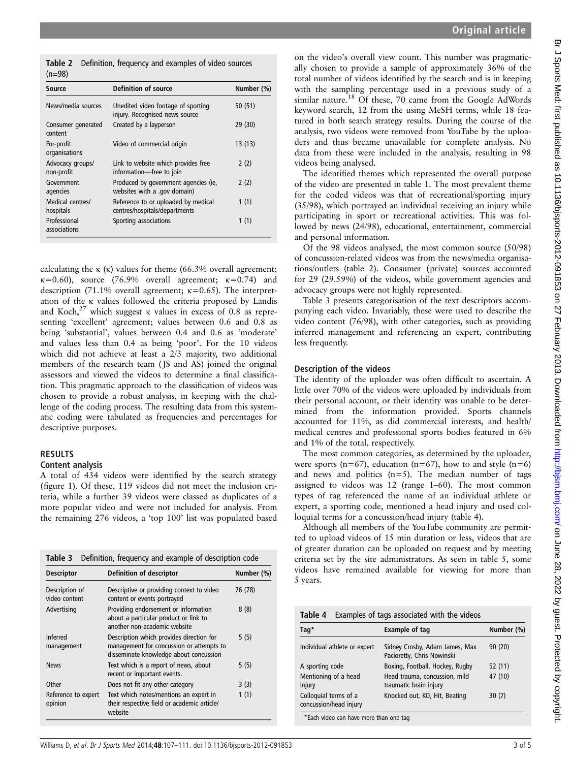**Table 2** Definition, frequency and examples of video sources (n=98)

| Source | Definition of source | Number (%) |
|---|---|---|
| News/media sources | Unedited video footage of sporting injury. Recognised news source | 50 (51) |
| Consumer generated content | Created by a layperson | 29 (30) |
| For-profit organisations | Video of commercial origin | 13 (13) |
| Advocacy groups/non-profit | Link to website which provides free information—free to join | 2 (2) |
| Government agencies | Produced by government agencies (ie, websites with a .gov domain) | 2 (2) |
| Medical centres/hospitals | Reference to or uploaded by medical centres/hospitals/departments | 1 (1) |
| Professional associations | Sporting associations | 1 (1) |

calculating the κ (κ) values for theme (66.3% overall agreement; κ=0.60), source (76.9% overall agreement; κ=0.74) and description (71.1% overall agreement; κ=0.65). The interpretation of the κ values followed the criteria proposed by Landis and Koch,[27] which suggest κ values in excess of 0.8 as representing 'excellent' agreement; values between 0.6 and 0.8 as being 'substantial', values between 0.4 and 0.6 as 'moderate' and values less than 0.4 as being 'poor'. For the 10 videos which did not achieve at least a 2/3 majority, two additional members of the research team (JS and AS) joined the original assessors and viewed the videos to determine a final classification. This pragmatic approach to the classification of videos was chosen to provide a robust analysis, in keeping with the challenge of the coding process. The resulting data from this systematic coding were tabulated as frequencies and percentages for descriptive purposes.

## RESULTS

### Content analysis

A total of 434 videos were identified by the search strategy (figure 1). Of these, 119 videos did not meet the inclusion criteria, while a further 39 videos were classed as duplicates of a more popular video and were not included for analysis. From the remaining 276 videos, a 'top 100' list was populated based on the video's overall view count. This number was pragmatically chosen to provide a sample of approximately 36% of the total number of videos identified by the search and is in keeping with the sampling percentage used in a previous study of a similar nature.[18] Of these, 70 came from the Google AdWords keyword search, 12 from the using MeSH terms, while 18 featured in both search strategy results. During the course of the analysis, two videos were removed from YouTube by the uploaders and thus became unavailable for complete analysis. No data from these were included in the analysis, resulting in 98 videos being analysed.

The identified themes which represented the overall purpose of the video are presented in table 1. The most prevalent theme for the coded videos was that of recreational/sporting injury (35/98), which portrayed an individual receiving an injury while participating in sport or recreational activities. This was followed by news (24/98), educational, entertainment, commercial and personal information.

Of the 98 videos analysed, the most common source (50/98) of concussion-related videos was from the news/media organisations/outlets (table 2). Consumer (private) sources accounted for 29 (29.59%) of the videos, while government agencies and advocacy groups were not highly represented.

Table 3 presents categorisation of the text descriptors accompanying each video. Invariably, these were used to describe the video content (76/98), with other categories, such as providing inferred management and referencing an expert, contributing less frequently.

**Table 3** Definition, frequency and example of description code

| Descriptor | Definition of descriptor | Number (%) |
|---|---|---|
| Description of video content | Descriptive or providing context to video content or events portrayed | 76 (78) |
| Advertising | Providing endorsement or information about a particular product or link to another non-academic website | 8 (8) |
| Inferred management | Description which provides direction for management for concussion or attempts to disseminate knowledge about concussion | 5 (5) |
| News | Text which is a report of news, about recent or important events. | 5 (5) |
| Other | Does not fit any other category | 3 (3) |
| Reference to expert opinion | Text which notes/mentions an expert in their respective field or academic article/website | 1 (1) |

### Description of the videos

The identity of the uploader was often difficult to ascertain. A little over 70% of the videos were uploaded by individuals from their personal account, or their identity was unable to be determined from the information provided. Sports channels accounted for 11%, as did commercial interests, and health/medical centres and professional sports bodies featured in 6% and 1% of the total, respectively.

The most common categories, as determined by the uploader, were sports (n=67), education (n=67), how to and style (n=6) and news and politics (n=5). The median number of tags assigned to videos was 12 (range 1–60). The most common types of tag referenced the name of an individual athlete or expert, a sporting code, mentioned a head injury and used colloquial terms for a concussion/head injury (table 4).

Although all members of the YouTube community are permitted to upload videos of 15 min duration or less, videos that are of greater duration can be uploaded on request and by meeting criteria set by the site administrators. As seen in table 5, some videos have remained available for viewing for more than 5 years.

**Table 4** Examples of tags associated with the videos

| Tag* | Example of tag | Number (%) |
|---|---|---|
| Individual athlete or expert | Sidney Crosby, Adam James, Max Pacioretty, Chris Nowinski | 90 (20) |
| A sporting code | Boxing, Football, Hockey, Rugby | 52 (11) |
| Mentioning of a head injury | Head trauma, concussion, mild traumatic brain injury | 47 (10) |
| Colloquial terms of a concussion/head injury | Knocked out, KO, Hit, Beating | 30 (7) |

*Each video can have more than one tag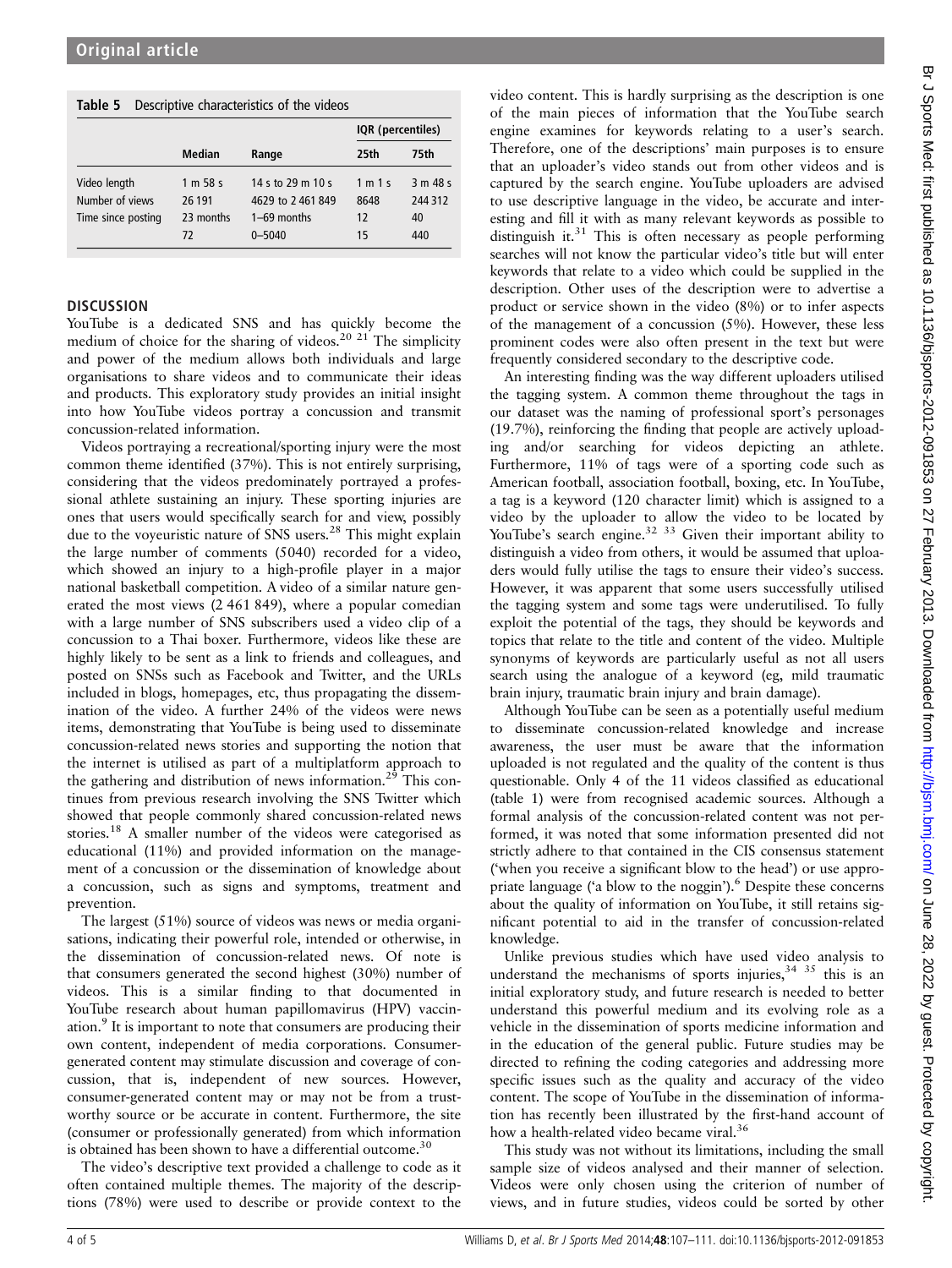**Table 5** Descriptive characteristics of the videos

| | Median | Range | IQR (percentiles) | |
|---|---|---|---|---|
| | | | 25th | 75th |
| Video length | 1 m 58 s | 14 s to 29 m 10 s | 1 m 1 s | 3 m 48 s |
| Number of views | 26 191 | 4629 to 2 461 849 | 8648 | 244 312 |
| Time since posting | 23 months | 1–69 months | 12 | 40 |
| | 72 | 0–5040 | 15 | 440 |

## DISCUSSION

YouTube is a dedicated SNS and has quickly become the medium of choice for the sharing of videos.[20 21] The simplicity and power of the medium allows both individuals and large organisations to share videos and to communicate their ideas and products. This exploratory study provides an initial insight into how YouTube videos portray a concussion and transmit concussion-related information.

Videos portraying a recreational/sporting injury were the most common theme identified (37%). This is not entirely surprising, considering that the videos predominately portrayed a professional athlete sustaining an injury. These sporting injuries are ones that users would specifically search for and view, possibly due to the voyeuristic nature of SNS users.[28] This might explain the large number of comments (5040) recorded for a video, which showed an injury to a high-profile player in a major national basketball competition. A video of a similar nature generated the most views (2 461 849), where a popular comedian with a large number of SNS subscribers used a video clip of a concussion to a Thai boxer. Furthermore, videos like these are highly likely to be sent as a link to friends and colleagues, and posted on SNSs such as Facebook and Twitter, and the URLs included in blogs, homepages, etc, thus propagating the dissemination of the video. A further 24% of the videos were news items, demonstrating that YouTube is being used to disseminate concussion-related news stories and supporting the notion that the internet is utilised as part of a multiplatform approach to the gathering and distribution of news information.[29] This continues from previous research involving the SNS Twitter which showed that people commonly shared concussion-related news stories.[18] A smaller number of the videos were categorised as educational (11%) and provided information on the management of a concussion or the dissemination of knowledge about a concussion, such as signs and symptoms, treatment and prevention.

The largest (51%) source of videos was news or media organisations, indicating their powerful role, intended or otherwise, in the dissemination of concussion-related news. Of note is that consumers generated the second highest (30%) number of videos. This is a similar finding to that documented in YouTube research about human papillomavirus (HPV) vaccination.[9] It is important to note that consumers are producing their own content, independent of media corporations. Consumer-generated content may stimulate discussion and coverage of concussion, that is, independent of new sources. However, consumer-generated content may or may not be from a trustworthy source or be accurate in content. Furthermore, the site (consumer or professionally generated) from which information is obtained has been shown to have a differential outcome.[30]

The video's descriptive text provided a challenge to code as it often contained multiple themes. The majority of the descriptions (78%) were used to describe or provide context to the video content. This is hardly surprising as the description is one of the main pieces of information that the YouTube search engine examines for keywords relating to a user's search. Therefore, one of the descriptions' main purposes is to ensure that an uploader's video stands out from other videos and is captured by the search engine. YouTube uploaders are advised to use descriptive language in the video, be accurate and interesting and fill it with as many relevant keywords as possible to distinguish it.[31] This is often necessary as people performing searches will not know the particular video's title but will enter keywords that relate to a video which could be supplied in the description. Other uses of the description were to advertise a product or service shown in the video (8%) or to infer aspects of the management of a concussion (5%). However, these less prominent codes were also often present in the text but were frequently considered secondary to the descriptive code.

An interesting finding was the way different uploaders utilised the tagging system. A common theme throughout the tags in our dataset was the naming of professional sport's personages (19.7%), reinforcing the finding that people are actively uploading and/or searching for videos depicting an athlete. Furthermore, 11% of tags were of a sporting code such as American football, association football, boxing, etc. In YouTube, a tag is a keyword (120 character limit) which is assigned to a video by the uploader to allow the video to be located by YouTube's search engine.[32 33] Given their important ability to distinguish a video from others, it would be assumed that uploaders would fully utilise the tags to ensure their video's success. However, it was apparent that some users successfully utilised the tagging system and some tags were underutilised. To fully exploit the potential of the tags, they should be keywords and topics that relate to the title and content of the video. Multiple synonyms of keywords are particularly useful as not all users search using the analogue of a keyword (eg, mild traumatic brain injury, traumatic brain injury and brain damage).

Although YouTube can be seen as a potentially useful medium to disseminate concussion-related knowledge and increase awareness, the user must be aware that the information uploaded is not regulated and the quality of the content is thus questionable. Only 4 of the 11 videos classified as educational (table 1) were from recognised academic sources. Although a formal analysis of the concussion-related content was not performed, it was noted that some information presented did not strictly adhere to that contained in the CIS consensus statement ('when you receive a significant blow to the head') or use appropriate language ('a blow to the noggin').[6] Despite these concerns about the quality of information on YouTube, it still retains significant potential to aid in the transfer of concussion-related knowledge.

Unlike previous studies which have used video analysis to understand the mechanisms of sports injuries,[34 35] this is an initial exploratory study, and future research is needed to better understand this powerful medium and its evolving role as a vehicle in the dissemination of sports medicine information and in the education of the general public. Future studies may be directed to refining the coding categories and addressing more specific issues such as the quality and accuracy of the video content. The scope of YouTube in the dissemination of information has recently been illustrated by the first-hand account of how a health-related video became viral.[36]

This study was not without its limitations, including the small sample size of videos analysed and their manner of selection. Videos were only chosen using the criterion of number of views, and in future studies, videos could be sorted by other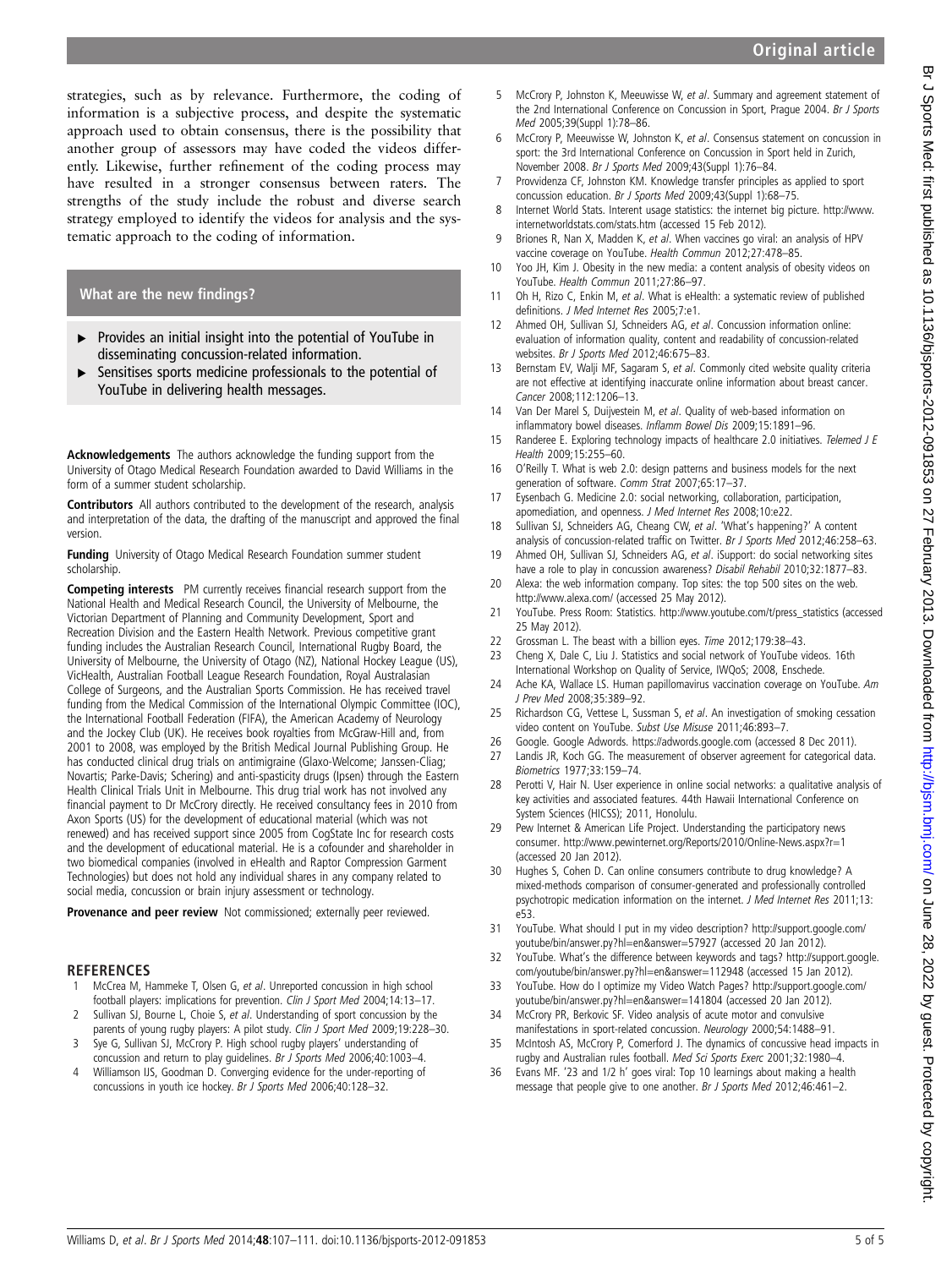strategies, such as by relevance. Furthermore, the coding of information is a subjective process, and despite the systematic approach used to obtain consensus, there is the possibility that another group of assessors may have coded the videos differently. Likewise, further refinement of the coding process may have resulted in a stronger consensus between raters. The strengths of the study include the robust and diverse search strategy employed to identify the videos for analysis and the systematic approach to the coding of information.

## What are the new findings?

- Provides an initial insight into the potential of YouTube in disseminating concussion-related information.
- Sensitises sports medicine professionals to the potential of YouTube in delivering health messages.

**Acknowledgements** The authors acknowledge the funding support from the University of Otago Medical Research Foundation awarded to David Williams in the form of a summer student scholarship.

**Contributors** All authors contributed to the development of the research, analysis and interpretation of the data, the drafting of the manuscript and approved the final version.

**Funding** University of Otago Medical Research Foundation summer student scholarship.

**Competing interests** PM currently receives financial research support from the National Health and Medical Research Council, the University of Melbourne, the Victorian Department of Planning and Community Development, Sport and Recreation Division and the Eastern Health Network. Previous competitive grant funding includes the Australian Research Council, International Rugby Board, the University of Melbourne, the University of Otago (NZ), National Hockey League (US), VicHealth, Australian Football League Research Foundation, Royal Australasian College of Surgeons, and the Australian Sports Commission. He has received travel funding from the Medical Commission of the International Olympic Committee (IOC), the International Football Federation (FIFA), the American Academy of Neurology and the Jockey Club (UK). He receives book royalties from McGraw-Hill and, from 2001 to 2008, was employed by the British Medical Journal Publishing Group. He has conducted clinical drug trials on antimigraine (Glaxo-Welcome; Janssen-Cliag; Novartis; Parke-Davis; Schering) and anti-spasticity drugs (Ipsen) through the Eastern Health Clinical Trials Unit in Melbourne. This drug trial work has not involved any financial payment to Dr McCrory directly. He received consultancy fees in 2010 from Axon Sports (US) for the development of educational material (which was not renewed) and has received support since 2005 from CogState Inc for research costs and the development of educational material. He is a cofounder and shareholder in two biomedical companies (involved in eHealth and Raptor Compression Garment Technologies) but does not hold any individual shares in any company related to social media, concussion or brain injury assessment or technology.

**Provenance and peer review** Not commissioned; externally peer reviewed.

## REFERENCES

1. McCrea M, Hammeke T, Olsen G, *et al*. Unreported concussion in high school football players: implications for prevention. *Clin J Sport Med* 2004;14:13–17.
2. Sullivan SJ, Bourne L, Choie S, *et al*. Understanding of sport concussion by the parents of young rugby players: A pilot study. *Clin J Sport Med* 2009;19:228–30.
3. Sye G, Sullivan SJ, McCrory P. High school rugby players' understanding of concussion and return to play guidelines. *Br J Sports Med* 2006;40:1003–4.
4. Williamson IJS, Goodman D. Converging evidence for the under-reporting of concussions in youth ice hockey. *Br J Sports Med* 2006;40:128–32.
5. McCrory P, Johnston K, Meeuwisse W, *et al*. Summary and agreement statement of the 2nd International Conference on Concussion in Sport, Prague 2004. *Br J Sports Med* 2005;39(Suppl 1):78–86.
6. McCrory P, Meeuwisse W, Johnston K, *et al*. Consensus statement on concussion in sport: the 3rd International Conference on Concussion in Sport held in Zurich, November 2008. *Br J Sports Med* 2009;43(Suppl 1):76–84.
7. Provvidenza CF, Johnston KM. Knowledge transfer principles as applied to sport concussion education. *Br J Sports Med* 2009;43(Suppl 1):68–75.
8. Internet World Stats. Interent usage statistics: the internet big picture. http://www.internetworldstats.com/stats.htm (accessed 15 Feb 2012).
9. Briones R, Nan X, Madden K, *et al*. When vaccines go viral: an analysis of HPV vaccine coverage on YouTube. *Health Commun* 2012;27:478–85.
10. Yoo JH, Kim J. Obesity in the new media: a content analysis of obesity videos on YouTube. *Health Commun* 2011;27:86–97.
11. Oh H, Rizo C, Enkin M, *et al*. What is eHealth: a systematic review of published definitions. *J Med Internet Res* 2005;7:e1.
12. Ahmed OH, Sullivan SJ, Schneiders AG, *et al*. Concussion information online: evaluation of information quality, content and readability of concussion-related websites. *Br J Sports Med* 2012;46:675–83.
13. Bernstam EV, Walji MF, Sagaram S, *et al*. Commonly cited website quality criteria are not effective at identifying inaccurate online information about breast cancer. *Cancer* 2008;112:1206–13.
14. Van Der Marel S, Duijvestein M, *et al*. Quality of web-based information on inflammatory bowel diseases. *Inflamm Bowel Dis* 2009;15:1891–96.
15. Randeree E. Exploring technology impacts of healthcare 2.0 initiatives. *Telemed J E Health* 2009;15:255–60.
16. O'Reilly T. What is web 2.0: design patterns and business models for the next generation of software. *Comm Strat* 2007;65:17–37.
17. Eysenbach G. Medicine 2.0: social networking, collaboration, participation, apomediation, and openness. *J Med Internet Res* 2008;10:e22.
18. Sullivan SJ, Schneiders AG, Cheang CW, *et al*. 'What's happening?' A content analysis of concussion-related traffic on Twitter. *Br J Sports Med* 2012;46:258–63.
19. Ahmed OH, Sullivan SJ, Schneiders AG, *et al*. iSupport: do social networking sites have a role to play in concussion awareness? *Disabil Rehabil* 2010;32:1877–83.
20. Alexa: the web information company. Top sites: the top 500 sites on the web. http://www.alexa.com/ (accessed 25 May 2012).
21. YouTube. Press Room: Statistics. http://www.youtube.com/t/press_statistics (accessed 25 May 2012).
22. Grossman L. The beast with a billion eyes. *Time* 2012;179:38–43.
23. Cheng X, Dale C, Liu J. Statistics and social network of YouTube videos. 16th International Workshop on Quality of Service, IWQoS; 2008, Enschede.
24. Ache KA, Wallace LS. Human papillomavirus vaccination coverage on YouTube. *Am J Prev Med* 2008;35:389–92.
25. Richardson CG, Vettese L, Sussman S, *et al*. An investigation of smoking cessation video content on YouTube. *Subst Use Misuse* 2011;46:893–7.
26. Google. Google Adwords. https://adwords.google.com (accessed 8 Dec 2011).
27. Landis JR, Koch GG. The measurement of observer agreement for categorical data. *Biometrics* 1977;33:159–74.
28. Perotti V, Hair N. User experience in online social networks: a qualitative analysis of key activities and associated features. 44th Hawaii International Conference on System Sciences (HICSS); 2011, Honolulu.
29. Pew Internet & American Life Project. Understanding the participatory news consumer. http://www.pewinternet.org/Reports/2010/Online-News.aspx?r=1 (accessed 20 Jan 2012).
30. Hughes S, Cohen D. Can online consumers contribute to drug knowledge? A mixed-methods comparison of consumer-generated and professionally controlled psychotropic medication information on the internet. *J Med Internet Res* 2011;13:e53.
31. YouTube. What should I put in my video description? http://support.google.com/youtube/bin/answer.py?hl=en&answer=57927 (accessed 20 Jan 2012).
32. YouTube. What's the difference between keywords and tags? http://support.google.com/youtube/bin/answer.py?hl=en&answer=112948 (accessed 15 Jan 2012).
33. YouTube. How do I optimize my Video Watch Pages? http://support.google.com/youtube/bin/answer.py?hl=en&answer=141804 (accessed 20 Jan 2012).
34. McCrory PR, Berkovic SF. Video analysis of acute motor and convulsive manifestations in sport-related concussion. *Neurology* 2000;54:1488–91.
35. McIntosh AS, McCrory P, Comerford J. The dynamics of concussive head impacts in rugby and Australian rules football. *Med Sci Sports Exerc* 2001;32:1980–4.
36. Evans MF. '23 and 1/2 h' goes viral: Top 10 learnings about making a health message that people give to one another. *Br J Sports Med* 2012;46:461–2.